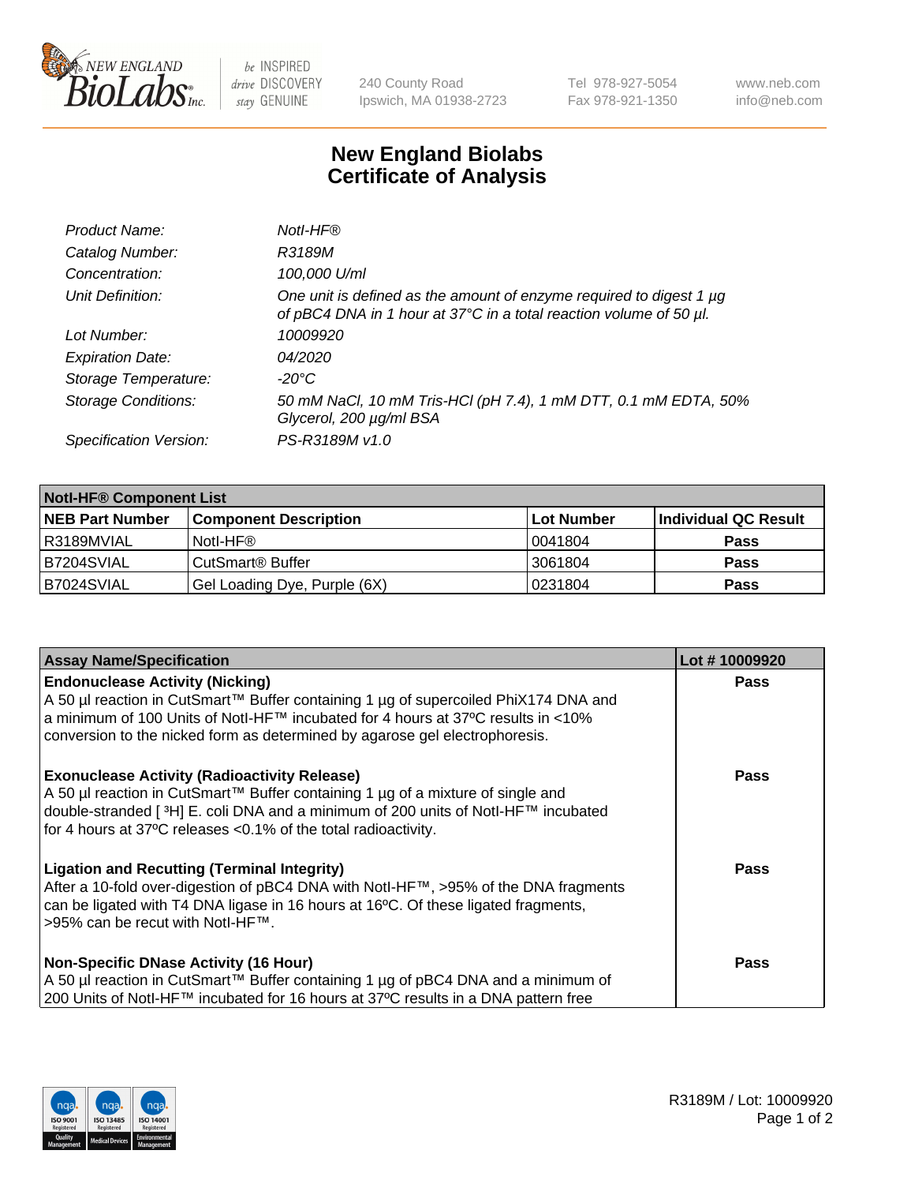New England BioLabs Inc. — be INSPIRED drive DISCOVERY stay GENUINE

240 County Road
Ipswich, MA 01938-2723

Tel 978-927-5054
Fax 978-921-1350

www.neb.com
info@neb.com

# New England Biolabs
# Certificate of Analysis

| | |
|---|---|
| *Product Name:* | *NotI-HF®* |
| *Catalog Number:* | *R3189M* |
| *Concentration:* | *100,000 U/ml* |
| *Unit Definition:* | *One unit is defined as the amount of enzyme required to digest 1 µg of pBC4 DNA in 1 hour at 37°C in a total reaction volume of 50 µl.* |
| *Lot Number:* | *10009920* |
| *Expiration Date:* | *04/2020* |
| *Storage Temperature:* | *-20°C* |
| *Storage Conditions:* | *50 mM NaCl, 10 mM Tris-HCl (pH 7.4), 1 mM DTT, 0.1 mM EDTA, 50% Glycerol, 200 µg/ml BSA* |
| *Specification Version:* | *PS-R3189M v1.0* |

| **NotI-HF® Component List** | | | |
|---|---|---|---|
| **NEB Part Number** | **Component Description** | **Lot Number** | **Individual QC Result** |
| R3189MVIAL | NotI-HF® | 0041804 | **Pass** |
| B7204SVIAL | CutSmart® Buffer | 3061804 | **Pass** |
| B7024SVIAL | Gel Loading Dye, Purple (6X) | 0231804 | **Pass** |

| **Assay Name/Specification** | **Lot # 10009920** |
|---|---|
| **Endonuclease Activity (Nicking)**<br>A 50 µl reaction in CutSmart™ Buffer containing 1 µg of supercoiled PhiX174 DNA and a minimum of 100 Units of NotI-HF™ incubated for 4 hours at 37ºC results in <10% conversion to the nicked form as determined by agarose gel electrophoresis. | **Pass** |
| **Exonuclease Activity (Radioactivity Release)**<br>A 50 µl reaction in CutSmart™ Buffer containing 1 µg of a mixture of single and double-stranded [ $^3$H] E. coli DNA and a minimum of 200 units of NotI-HF™ incubated for 4 hours at 37ºC releases <0.1% of the total radioactivity. | **Pass** |
| **Ligation and Recutting (Terminal Integrity)**<br>After a 10-fold over-digestion of pBC4 DNA with NotI-HF™, >95% of the DNA fragments can be ligated with T4 DNA ligase in 16 hours at 16ºC. Of these ligated fragments, >95% can be recut with NotI-HF™. | **Pass** |
| **Non-Specific DNase Activity (16 Hour)**<br>A 50 µl reaction in CutSmart™ Buffer containing 1 µg of pBC4 DNA and a minimum of 200 Units of NotI-HF™ incubated for 16 hours at 37ºC results in a DNA pattern free | **Pass** |

R3189M / Lot: 10009920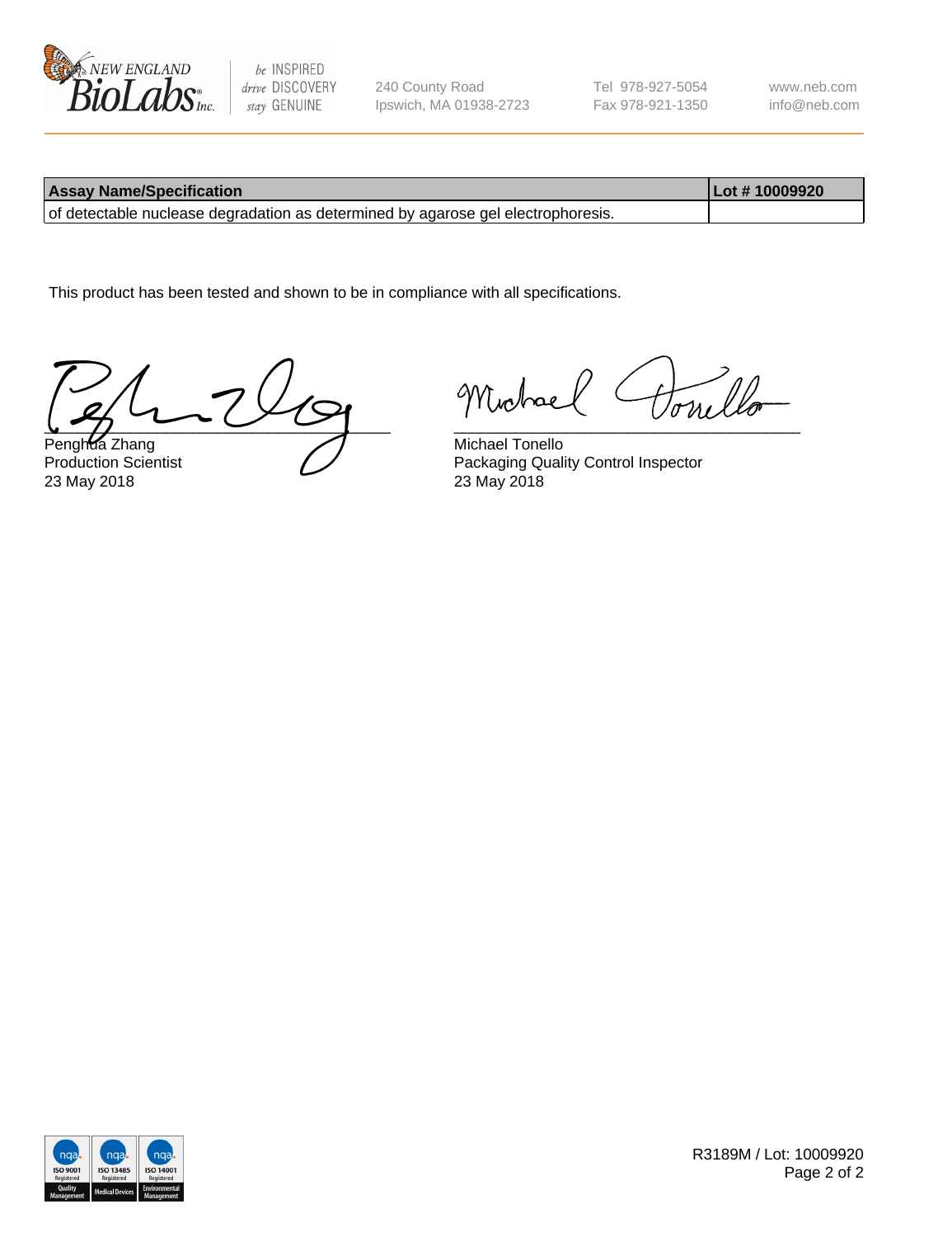| Assay Name/Specification | Lot # 10009920 |
| --- | --- |
| of detectable nuclease degradation as determined by agarose gel electrophoresis. | |

This product has been tested and shown to be in compliance with all specifications.

Penghua Zhang
Production Scientist
23 May 2018

Michael Tonello
Packaging Quality Control Inspector
23 May 2018

R3189M / Lot: 10009920